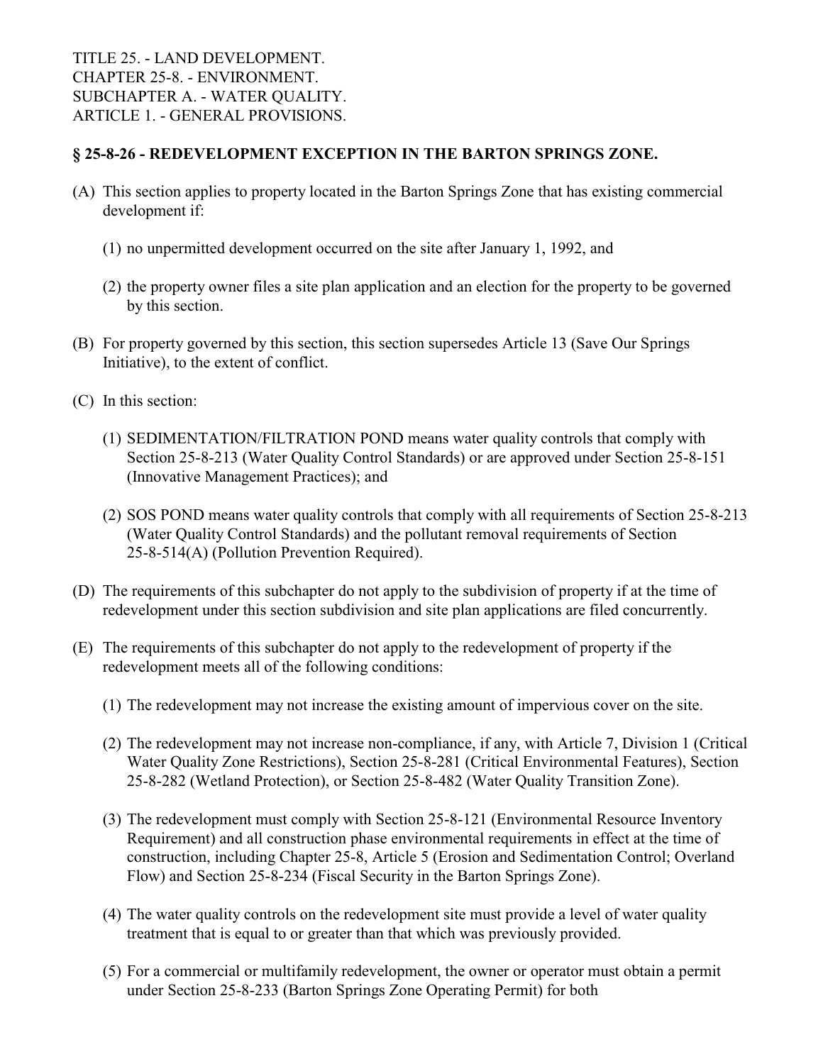TITLE 25. - LAND DEVELOPMENT.
CHAPTER 25-8. - ENVIRONMENT.
SUBCHAPTER A. - WATER QUALITY.
ARTICLE 1. - GENERAL PROVISIONS.

## § 25-8-26 - REDEVELOPMENT EXCEPTION IN THE BARTON SPRINGS ZONE.

(A) This section applies to property located in the Barton Springs Zone that has existing commercial development if:

(1) no unpermitted development occurred on the site after January 1, 1992, and

(2) the property owner files a site plan application and an election for the property to be governed by this section.

(B) For property governed by this section, this section supersedes Article 13 (Save Our Springs Initiative), to the extent of conflict.

(C) In this section:

(1) SEDIMENTATION/FILTRATION POND means water quality controls that comply with Section 25-8-213 (Water Quality Control Standards) or are approved under Section 25-8-151 (Innovative Management Practices); and

(2) SOS POND means water quality controls that comply with all requirements of Section 25-8-213 (Water Quality Control Standards) and the pollutant removal requirements of Section 25-8-514(A) (Pollution Prevention Required).

(D) The requirements of this subchapter do not apply to the subdivision of property if at the time of redevelopment under this section subdivision and site plan applications are filed concurrently.

(E) The requirements of this subchapter do not apply to the redevelopment of property if the redevelopment meets all of the following conditions:

(1) The redevelopment may not increase the existing amount of impervious cover on the site.

(2) The redevelopment may not increase non-compliance, if any, with Article 7, Division 1 (Critical Water Quality Zone Restrictions), Section 25-8-281 (Critical Environmental Features), Section 25-8-282 (Wetland Protection), or Section 25-8-482 (Water Quality Transition Zone).

(3) The redevelopment must comply with Section 25-8-121 (Environmental Resource Inventory Requirement) and all construction phase environmental requirements in effect at the time of construction, including Chapter 25-8, Article 5 (Erosion and Sedimentation Control; Overland Flow) and Section 25-8-234 (Fiscal Security in the Barton Springs Zone).

(4) The water quality controls on the redevelopment site must provide a level of water quality treatment that is equal to or greater than that which was previously provided.

(5) For a commercial or multifamily redevelopment, the owner or operator must obtain a permit under Section 25-8-233 (Barton Springs Zone Operating Permit) for both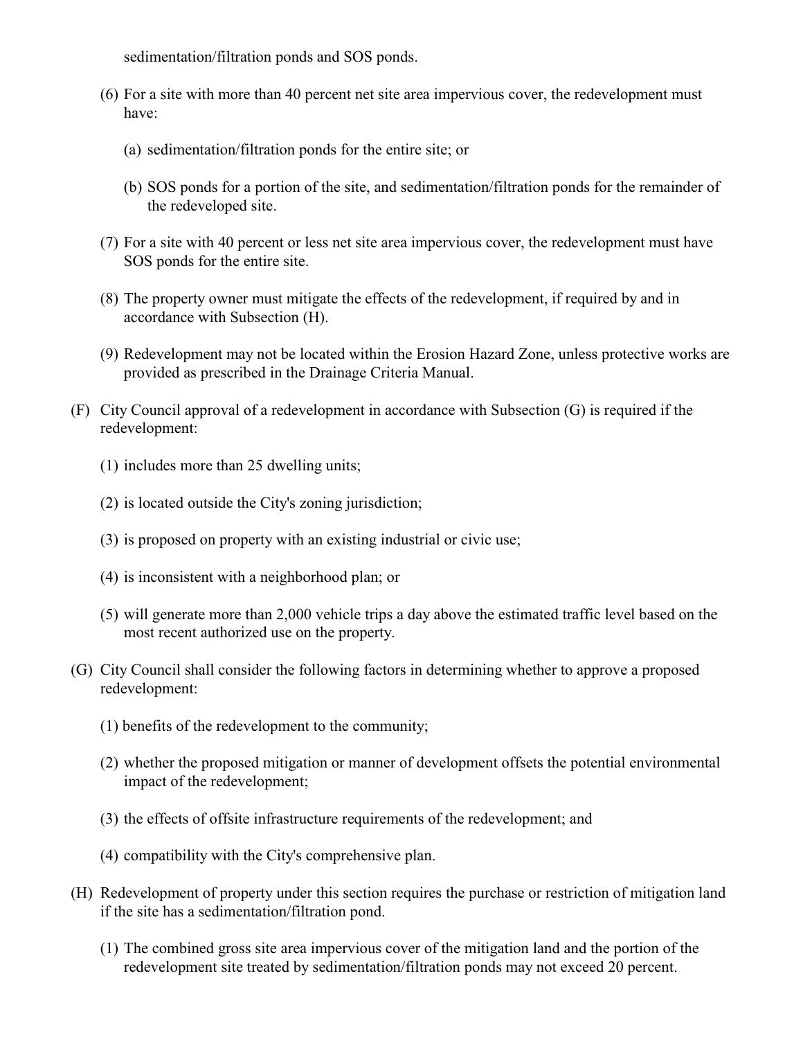sedimentation/filtration ponds and SOS ponds.

(6) For a site with more than 40 percent net site area impervious cover, the redevelopment must have:

(a) sedimentation/filtration ponds for the entire site; or

(b) SOS ponds for a portion of the site, and sedimentation/filtration ponds for the remainder of the redeveloped site.

(7) For a site with 40 percent or less net site area impervious cover, the redevelopment must have SOS ponds for the entire site.

(8) The property owner must mitigate the effects of the redevelopment, if required by and in accordance with Subsection (H).

(9) Redevelopment may not be located within the Erosion Hazard Zone, unless protective works are provided as prescribed in the Drainage Criteria Manual.

(F) City Council approval of a redevelopment in accordance with Subsection (G) is required if the redevelopment:

(1) includes more than 25 dwelling units;

(2) is located outside the City's zoning jurisdiction;

(3) is proposed on property with an existing industrial or civic use;

(4) is inconsistent with a neighborhood plan; or

(5) will generate more than 2,000 vehicle trips a day above the estimated traffic level based on the most recent authorized use on the property.

(G) City Council shall consider the following factors in determining whether to approve a proposed redevelopment:

(1) benefits of the redevelopment to the community;

(2) whether the proposed mitigation or manner of development offsets the potential environmental impact of the redevelopment;

(3) the effects of offsite infrastructure requirements of the redevelopment; and

(4) compatibility with the City's comprehensive plan.

(H) Redevelopment of property under this section requires the purchase or restriction of mitigation land if the site has a sedimentation/filtration pond.

(1) The combined gross site area impervious cover of the mitigation land and the portion of the redevelopment site treated by sedimentation/filtration ponds may not exceed 20 percent.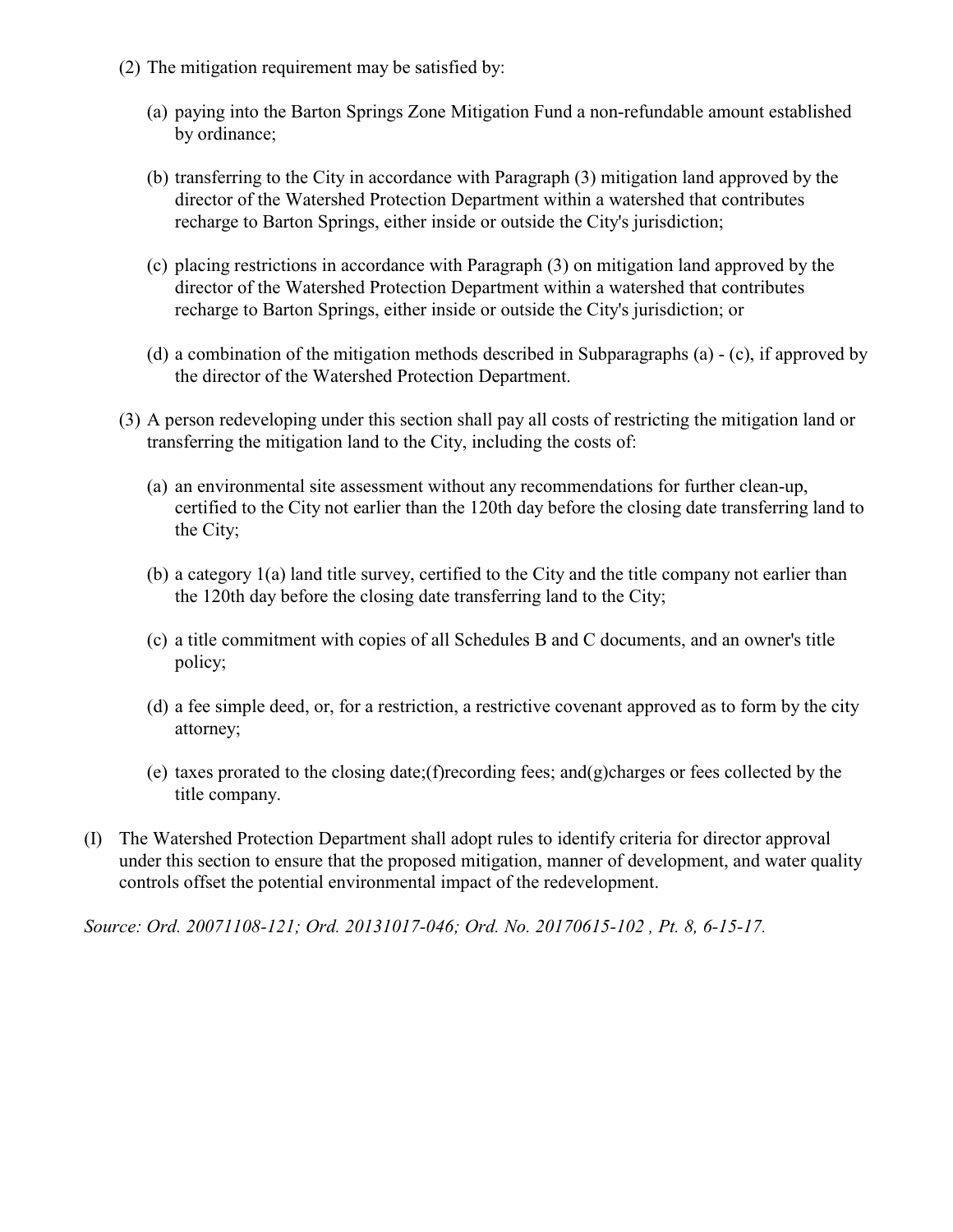(2) The mitigation requirement may be satisfied by:

   (a) paying into the Barton Springs Zone Mitigation Fund a non-refundable amount established by ordinance;

   (b) transferring to the City in accordance with Paragraph (3) mitigation land approved by the director of the Watershed Protection Department within a watershed that contributes recharge to Barton Springs, either inside or outside the City's jurisdiction;

   (c) placing restrictions in accordance with Paragraph (3) on mitigation land approved by the director of the Watershed Protection Department within a watershed that contributes recharge to Barton Springs, either inside or outside the City's jurisdiction; or

   (d) a combination of the mitigation methods described in Subparagraphs (a) - (c), if approved by the director of the Watershed Protection Department.

(3) A person redeveloping under this section shall pay all costs of restricting the mitigation land or transferring the mitigation land to the City, including the costs of:

   (a) an environmental site assessment without any recommendations for further clean-up, certified to the City not earlier than the 120th day before the closing date transferring land to the City;

   (b) a category 1(a) land title survey, certified to the City and the title company not earlier than the 120th day before the closing date transferring land to the City;

   (c) a title commitment with copies of all Schedules B and C documents, and an owner's title policy;

   (d) a fee simple deed, or, for a restriction, a restrictive covenant approved as to form by the city attorney;

   (e) taxes prorated to the closing date;(f)recording fees; and(g)charges or fees collected by the title company.

(I) The Watershed Protection Department shall adopt rules to identify criteria for director approval under this section to ensure that the proposed mitigation, manner of development, and water quality controls offset the potential environmental impact of the redevelopment.

*Source: Ord. 20071108-121; Ord. 20131017-046; Ord. No. 20170615-102 , Pt. 8, 6-15-17.*